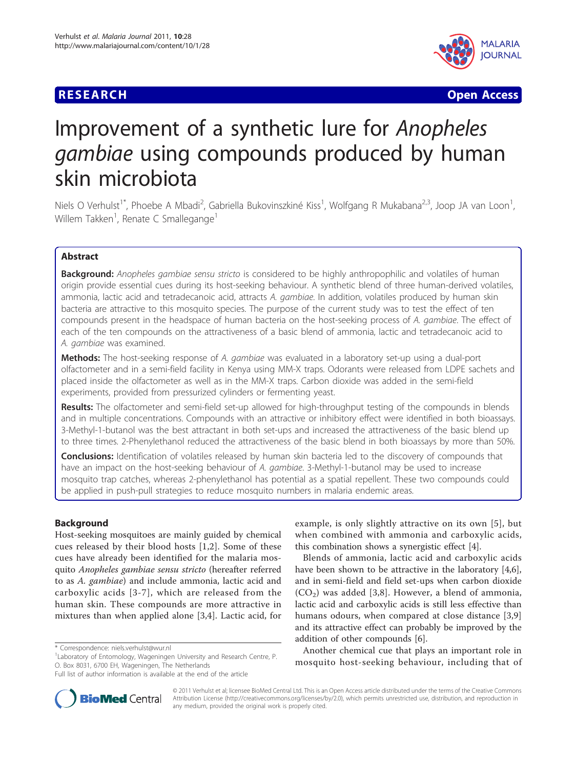RESEARCH Open Access

# Improvement of a synthetic lure for *Anopheles gambiae* using compounds produced by human skin microbiota

Niels O Verhulst[1*], Phoebe A Mbadi[2], Gabriella Bukovinszkiné Kiss[1], Wolfgang R Mukabana[2,3], Joop JA van Loon[1], Willem Takken[1], Renate C Smallegange[1]

## Abstract

**Background:** *Anopheles gambiae sensu stricto* is considered to be highly anthropophilic and volatiles of human origin provide essential cues during its host-seeking behaviour. A synthetic blend of three human-derived volatiles, ammonia, lactic acid and tetradecanoic acid, attracts *A. gambiae*. In addition, volatiles produced by human skin bacteria are attractive to this mosquito species. The purpose of the current study was to test the effect of ten compounds present in the headspace of human bacteria on the host-seeking process of *A. gambiae*. The effect of each of the ten compounds on the attractiveness of a basic blend of ammonia, lactic and tetradecanoic acid to *A. gambiae* was examined.

**Methods:** The host-seeking response of *A. gambiae* was evaluated in a laboratory set-up using a dual-port olfactometer and in a semi-field facility in Kenya using MM-X traps. Odorants were released from LDPE sachets and placed inside the olfactometer as well as in the MM-X traps. Carbon dioxide was added in the semi-field experiments, provided from pressurized cylinders or fermenting yeast.

**Results:** The olfactometer and semi-field set-up allowed for high-throughput testing of the compounds in blends and in multiple concentrations. Compounds with an attractive or inhibitory effect were identified in both bioassays. 3-Methyl-1-butanol was the best attractant in both set-ups and increased the attractiveness of the basic blend up to three times. 2-Phenylethanol reduced the attractiveness of the basic blend in both bioassays by more than 50%.

**Conclusions:** Identification of volatiles released by human skin bacteria led to the discovery of compounds that have an impact on the host-seeking behaviour of *A. gambiae*. 3-Methyl-1-butanol may be used to increase mosquito trap catches, whereas 2-phenylethanol has potential as a spatial repellent. These two compounds could be applied in push-pull strategies to reduce mosquito numbers in malaria endemic areas.

## Background

Host-seeking mosquitoes are mainly guided by chemical cues released by their blood hosts [1,2]. Some of these cues have already been identified for the malaria mosquito *Anopheles gambiae sensu stricto* (hereafter referred to as *A. gambiae*) and include ammonia, lactic acid and carboxylic acids [3-7], which are released from the human skin. These compounds are more attractive in mixtures than when applied alone [3,4]. Lactic acid, for example, is only slightly attractive on its own [5], but when combined with ammonia and carboxylic acids, this combination shows a synergistic effect [4].

Blends of ammonia, lactic acid and carboxylic acids have been shown to be attractive in the laboratory [4,6], and in semi-field and field set-ups when carbon dioxide ($CO_2$) was added [3,8]. However, a blend of ammonia, lactic acid and carboxylic acids is still less effective than humans odours, when compared at close distance [3,9] and its attractive effect can probably be improved by the addition of other compounds [6].

Another chemical cue that plays an important role in mosquito host-seeking behaviour, including that of

\* Correspondence: niels.verhulst@wur.nl
[1]Laboratory of Entomology, Wageningen University and Research Centre, P. O. Box 8031, 6700 EH, Wageningen, The Netherlands
Full list of author information is available at the end of the article

© 2011 Verhulst et al; licensee BioMed Central Ltd. This is an Open Access article distributed under the terms of the Creative Commons Attribution License (http://creativecommons.org/licenses/by/2.0), which permits unrestricted use, distribution, and reproduction in any medium, provided the original work is properly cited.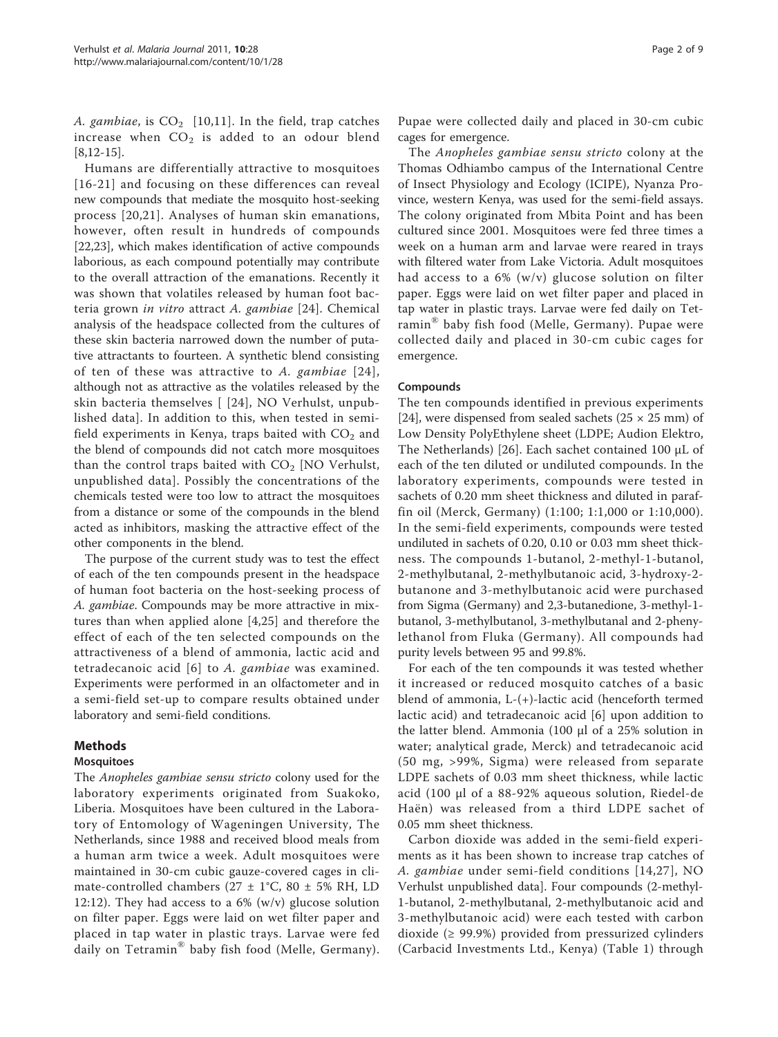*A. gambiae*, is $CO_2$ [10,11]. In the field, trap catches increase when $CO_2$ is added to an odour blend [8,12-15].

Humans are differentially attractive to mosquitoes [16-21] and focusing on these differences can reveal new compounds that mediate the mosquito host-seeking process [20,21]. Analyses of human skin emanations, however, often result in hundreds of compounds [22,23], which makes identification of active compounds laborious, as each compound potentially may contribute to the overall attraction of the emanations. Recently it was shown that volatiles released by human foot bacteria grown *in vitro* attract *A. gambiae* [24]. Chemical analysis of the headspace collected from the cultures of these skin bacteria narrowed down the number of putative attractants to fourteen. A synthetic blend consisting of ten of these was attractive to *A. gambiae* [24], although not as attractive as the volatiles released by the skin bacteria themselves [ [24], NO Verhulst, unpublished data]. In addition to this, when tested in semi-field experiments in Kenya, traps baited with $CO_2$ and the blend of compounds did not catch more mosquitoes than the control traps baited with $CO_2$ [NO Verhulst, unpublished data]. Possibly the concentrations of the chemicals tested were too low to attract the mosquitoes from a distance or some of the compounds in the blend acted as inhibitors, masking the attractive effect of the other components in the blend.

The purpose of the current study was to test the effect of each of the ten compounds present in the headspace of human foot bacteria on the host-seeking process of *A. gambiae*. Compounds may be more attractive in mixtures than when applied alone [4,25] and therefore the effect of each of the ten selected compounds on the attractiveness of a blend of ammonia, lactic acid and tetradecanoic acid [6] to *A. gambiae* was examined. Experiments were performed in an olfactometer and in a semi-field set-up to compare results obtained under laboratory and semi-field conditions.

## Methods

### Mosquitoes

The *Anopheles gambiae sensu stricto* colony used for the laboratory experiments originated from Suakoko, Liberia. Mosquitoes have been cultured in the Laboratory of Entomology of Wageningen University, The Netherlands, since 1988 and received blood meals from a human arm twice a week. Adult mosquitoes were maintained in 30-cm cubic gauze-covered cages in climate-controlled chambers (27 ± 1°C, 80 ± 5% RH, LD 12:12). They had access to a 6% (w/v) glucose solution on filter paper. Eggs were laid on wet filter paper and placed in tap water in plastic trays. Larvae were fed daily on Tetramin® baby fish food (Melle, Germany). Pupae were collected daily and placed in 30-cm cubic cages for emergence.

The *Anopheles gambiae sensu stricto* colony at the Thomas Odhiambo campus of the International Centre of Insect Physiology and Ecology (ICIPE), Nyanza Province, western Kenya, was used for the semi-field assays. The colony originated from Mbita Point and has been cultured since 2001. Mosquitoes were fed three times a week on a human arm and larvae were reared in trays with filtered water from Lake Victoria. Adult mosquitoes had access to a 6% (w/v) glucose solution on filter paper. Eggs were laid on wet filter paper and placed in tap water in plastic trays. Larvae were fed daily on Tetramin® baby fish food (Melle, Germany). Pupae were collected daily and placed in 30-cm cubic cages for emergence.

### Compounds

The ten compounds identified in previous experiments [24], were dispensed from sealed sachets (25 × 25 mm) of Low Density PolyEthylene sheet (LDPE; Audion Elektro, The Netherlands) [26]. Each sachet contained 100 μL of each of the ten diluted or undiluted compounds. In the laboratory experiments, compounds were tested in sachets of 0.20 mm sheet thickness and diluted in paraffin oil (Merck, Germany) (1:100; 1:1,000 or 1:10,000). In the semi-field experiments, compounds were tested undiluted in sachets of 0.20, 0.10 or 0.03 mm sheet thickness. The compounds 1-butanol, 2-methyl-1-butanol, 2-methylbutanal, 2-methylbutanoic acid, 3-hydroxy-2-butanone and 3-methylbutanoic acid were purchased from Sigma (Germany) and 2,3-butanedione, 3-methyl-1-butanol, 3-methylbutanol, 3-methylbutanal and 2-phenylethanol from Fluka (Germany). All compounds had purity levels between 95 and 99.8%.

For each of the ten compounds it was tested whether it increased or reduced mosquito catches of a basic blend of ammonia, L-(+)-lactic acid (henceforth termed lactic acid) and tetradecanoic acid [6] upon addition to the latter blend. Ammonia (100 μl of a 25% solution in water; analytical grade, Merck) and tetradecanoic acid (50 mg, >99%, Sigma) were released from separate LDPE sachets of 0.03 mm sheet thickness, while lactic acid (100 μl of a 88-92% aqueous solution, Riedel-de Haën) was released from a third LDPE sachet of 0.05 mm sheet thickness.

Carbon dioxide was added in the semi-field experiments as it has been shown to increase trap catches of *A. gambiae* under semi-field conditions [14,27], NO Verhulst unpublished data]. Four compounds (2-methyl-1-butanol, 2-methylbutanal, 2-methylbutanoic acid and 3-methylbutanoic acid) were each tested with carbon dioxide (≥ 99.9%) provided from pressurized cylinders (Carbacid Investments Ltd., Kenya) (Table 1) through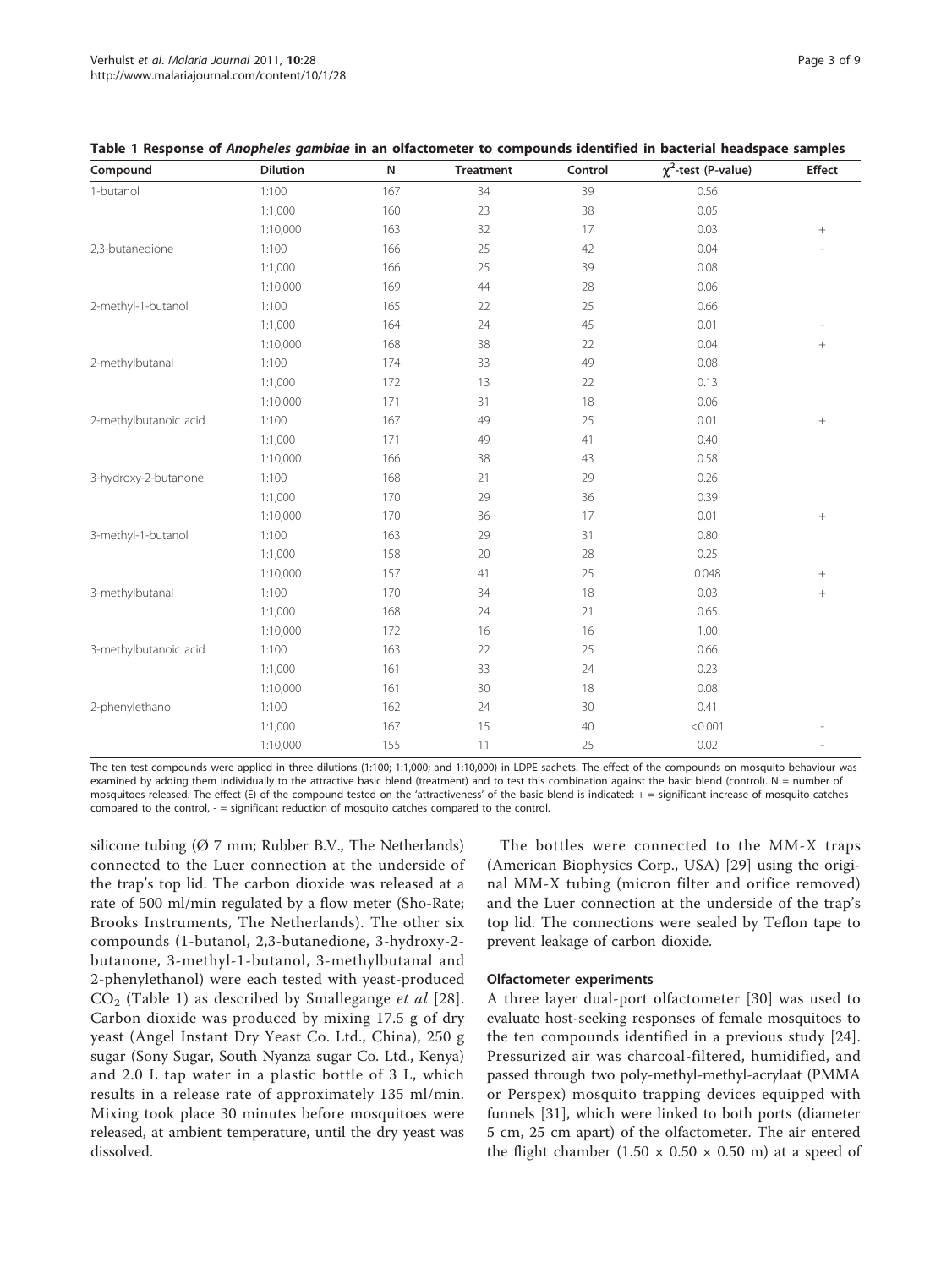**Table 1 Response of *Anopheles gambiae* in an olfactometer to compounds identified in bacterial headspace samples**

| Compound | Dilution | N | Treatment | Control | $\chi^2$-test (P-value) | Effect |
|---|---|---|---|---|---|---|
| 1-butanol | 1:100 | 167 | 34 | 39 | 0.56 | |
| | 1:1,000 | 160 | 23 | 38 | 0.05 | |
| | 1:10,000 | 163 | 32 | 17 | 0.03 | + |
| 2,3-butanedione | 1:100 | 166 | 25 | 42 | 0.04 | - |
| | 1:1,000 | 166 | 25 | 39 | 0.08 | |
| | 1:10,000 | 169 | 44 | 28 | 0.06 | |
| 2-methyl-1-butanol | 1:100 | 165 | 22 | 25 | 0.66 | |
| | 1:1,000 | 164 | 24 | 45 | 0.01 | - |
| | 1:10,000 | 168 | 38 | 22 | 0.04 | + |
| 2-methylbutanal | 1:100 | 174 | 33 | 49 | 0.08 | |
| | 1:1,000 | 172 | 13 | 22 | 0.13 | |
| | 1:10,000 | 171 | 31 | 18 | 0.06 | |
| 2-methylbutanoic acid | 1:100 | 167 | 49 | 25 | 0.01 | + |
| | 1:1,000 | 171 | 49 | 41 | 0.40 | |
| | 1:10,000 | 166 | 38 | 43 | 0.58 | |
| 3-hydroxy-2-butanone | 1:100 | 168 | 21 | 29 | 0.26 | |
| | 1:1,000 | 170 | 29 | 36 | 0.39 | |
| | 1:10,000 | 170 | 36 | 17 | 0.01 | + |
| 3-methyl-1-butanol | 1:100 | 163 | 29 | 31 | 0.80 | |
| | 1:1,000 | 158 | 20 | 28 | 0.25 | |
| | 1:10,000 | 157 | 41 | 25 | 0.048 | + |
| 3-methylbutanal | 1:100 | 170 | 34 | 18 | 0.03 | + |
| | 1:1,000 | 168 | 24 | 21 | 0.65 | |
| | 1:10,000 | 172 | 16 | 16 | 1.00 | |
| 3-methylbutanoic acid | 1:100 | 163 | 22 | 25 | 0.66 | |
| | 1:1,000 | 161 | 33 | 24 | 0.23 | |
| | 1:10,000 | 161 | 30 | 18 | 0.08 | |
| 2-phenylethanol | 1:100 | 162 | 24 | 30 | 0.41 | |
| | 1:1,000 | 167 | 15 | 40 | <0.001 | - |
| | 1:10,000 | 155 | 11 | 25 | 0.02 | - |

The ten test compounds were applied in three dilutions (1:100; 1:1,000; and 1:10,000) in LDPE sachets. The effect of the compounds on mosquito behaviour was examined by adding them individually to the attractive basic blend (treatment) and to test this combination against the basic blend (control). N = number of mosquitoes released. The effect (E) of the compound tested on the 'attractiveness' of the basic blend is indicated: + = significant increase of mosquito catches compared to the control, - = significant reduction of mosquito catches compared to the control.

silicone tubing (Ø 7 mm; Rubber B.V., The Netherlands) connected to the Luer connection at the underside of the trap's top lid. The carbon dioxide was released at a rate of 500 ml/min regulated by a flow meter (Sho-Rate; Brooks Instruments, The Netherlands). The other six compounds (1-butanol, 2,3-butanedione, 3-hydroxy-2-butanone, 3-methyl-1-butanol, 3-methylbutanal and 2-phenylethanol) were each tested with yeast-produced $CO_2$ (Table 1) as described by Smallegange *et al* [28]. Carbon dioxide was produced by mixing 17.5 g of dry yeast (Angel Instant Dry Yeast Co. Ltd., China), 250 g sugar (Sony Sugar, South Nyanza sugar Co. Ltd., Kenya) and 2.0 L tap water in a plastic bottle of 3 L, which results in a release rate of approximately 135 ml/min. Mixing took place 30 minutes before mosquitoes were released, at ambient temperature, until the dry yeast was dissolved.

The bottles were connected to the MM-X traps (American Biophysics Corp., USA) [29] using the original MM-X tubing (micron filter and orifice removed) and the Luer connection at the underside of the trap's top lid. The connections were sealed by Teflon tape to prevent leakage of carbon dioxide.

### Olfactometer experiments

A three layer dual-port olfactometer [30] was used to evaluate host-seeking responses of female mosquitoes to the ten compounds identified in a previous study [24]. Pressurized air was charcoal-filtered, humidified, and passed through two poly-methyl-methyl-acrylaat (PMMA or Perspex) mosquito trapping devices equipped with funnels [31], which were linked to both ports (diameter 5 cm, 25 cm apart) of the olfactometer. The air entered the flight chamber (1.50 × 0.50 × 0.50 m) at a speed of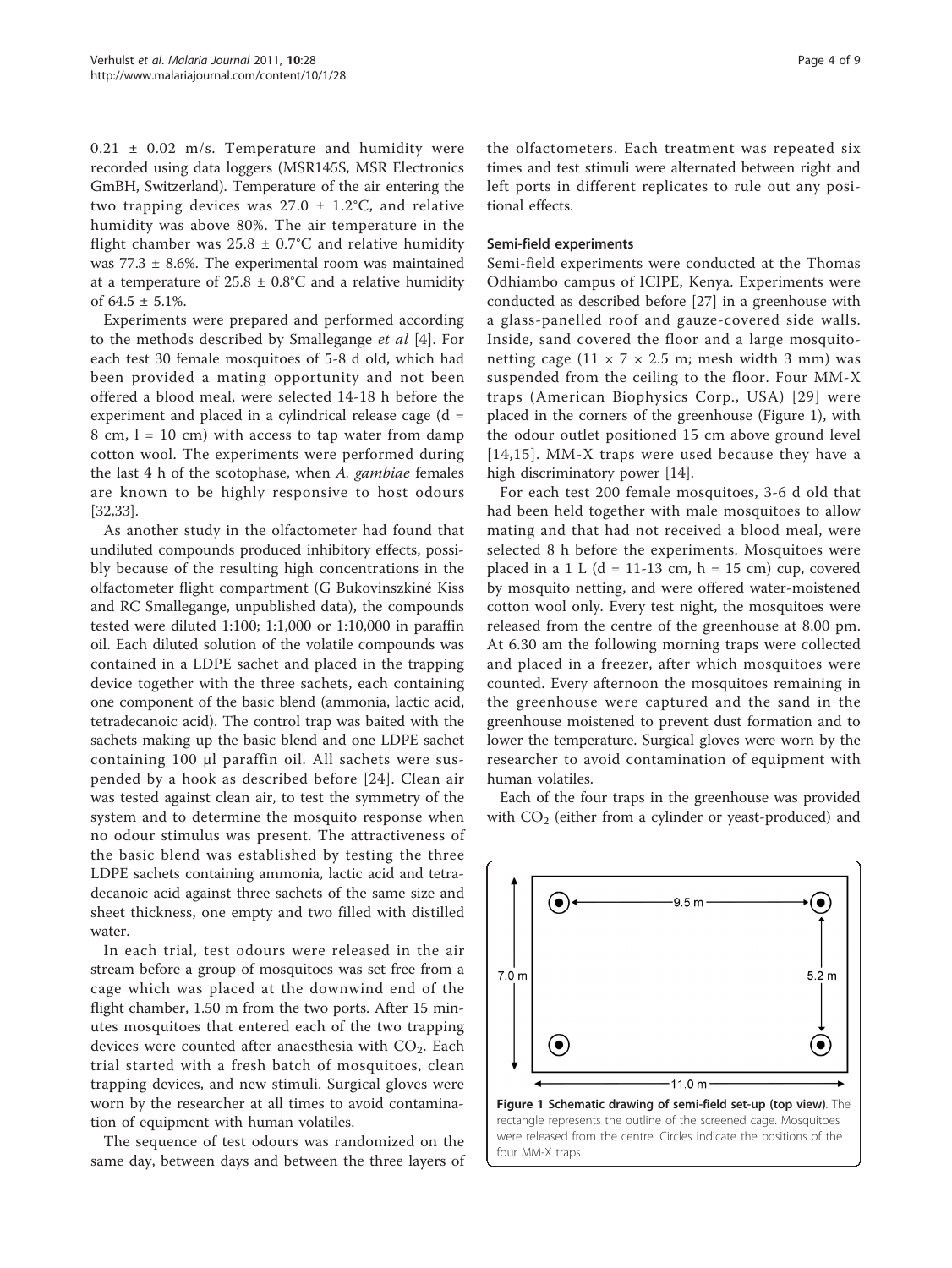$0.21 \pm 0.02$ m/s. Temperature and humidity were recorded using data loggers (MSR145S, MSR Electronics GmbH, Switzerland). Temperature of the air entering the two trapping devices was $27.0 \pm 1.2$°C, and relative humidity was above 80%. The air temperature in the flight chamber was $25.8 \pm 0.7$°C and relative humidity was $77.3 \pm 8.6$%. The experimental room was maintained at a temperature of $25.8 \pm 0.8$°C and a relative humidity of $64.5 \pm 5.1$%.

Experiments were prepared and performed according to the methods described by Smallegange *et al* [4]. For each test 30 female mosquitoes of 5-8 d old, which had been provided a mating opportunity and not been offered a blood meal, were selected 14-18 h before the experiment and placed in a cylindrical release cage (d = 8 cm, l = 10 cm) with access to tap water from damp cotton wool. The experiments were performed during the last 4 h of the scotophase, when *A. gambiae* females are known to be highly responsive to host odours [32,33].

As another study in the olfactometer had found that undiluted compounds produced inhibitory effects, possibly because of the resulting high concentrations in the olfactometer flight compartment (G Bukovinszkiné Kiss and RC Smallegange, unpublished data), the compounds tested were diluted 1:100; 1:1,000 or 1:10,000 in paraffin oil. Each diluted solution of the volatile compounds was contained in a LDPE sachet and placed in the trapping device together with the three sachets, each containing one component of the basic blend (ammonia, lactic acid, tetradecanoic acid). The control trap was baited with the sachets making up the basic blend and one LDPE sachet containing 100 μl paraffin oil. All sachets were suspended by a hook as described before [24]. Clean air was tested against clean air, to test the symmetry of the system and to determine the mosquito response when no odour stimulus was present. The attractiveness of the basic blend was established by testing the three LDPE sachets containing ammonia, lactic acid and tetradecanoic acid against three sachets of the same size and sheet thickness, one empty and two filled with distilled water.

In each trial, test odours were released in the air stream before a group of mosquitoes was set free from a cage which was placed at the downwind end of the flight chamber, 1.50 m from the two ports. After 15 minutes mosquitoes that entered each of the two trapping devices were counted after anaesthesia with $CO_2$. Each trial started with a fresh batch of mosquitoes, clean trapping devices, and new stimuli. Surgical gloves were worn by the researcher at all times to avoid contamination of equipment with human volatiles.

The sequence of test odours was randomized on the same day, between days and between the three layers of the olfactometers. Each treatment was repeated six times and test stimuli were alternated between right and left ports in different replicates to rule out any positional effects.

### Semi-field experiments

Semi-field experiments were conducted at the Thomas Odhiambo campus of ICIPE, Kenya. Experiments were conducted as described before [27] in a greenhouse with a glass-panelled roof and gauze-covered side walls. Inside, sand covered the floor and a large mosquito-netting cage (11 × 7 × 2.5 m; mesh width 3 mm) was suspended from the ceiling to the floor. Four MM-X traps (American Biophysics Corp., USA) [29] were placed in the corners of the greenhouse (Figure 1), with the odour outlet positioned 15 cm above ground level [14,15]. MM-X traps were used because they have a high discriminatory power [14].

For each test 200 female mosquitoes, 3-6 d old that had been held together with male mosquitoes to allow mating and that had not received a blood meal, were selected 8 h before the experiments. Mosquitoes were placed in a 1 L (d = 11-13 cm, h = 15 cm) cup, covered by mosquito netting, and were offered water-moistened cotton wool only. Every test night, the mosquitoes were released from the centre of the greenhouse at 8.00 pm. At 6.30 am the following morning traps were collected and placed in a freezer, after which mosquitoes were counted. Every afternoon the mosquitoes remaining in the greenhouse were captured and the sand in the greenhouse moistened to prevent dust formation and to lower the temperature. Surgical gloves were worn by the researcher to avoid contamination of equipment with human volatiles.

Each of the four traps in the greenhouse was provided with $CO_2$ (either from a cylinder or yeast-produced) and

**Figure 1 Schematic drawing of semi-field set-up (top view)**. The rectangle represents the outline of the screened cage. Mosquitoes were released from the centre. Circles indicate the positions of the four MM-X traps.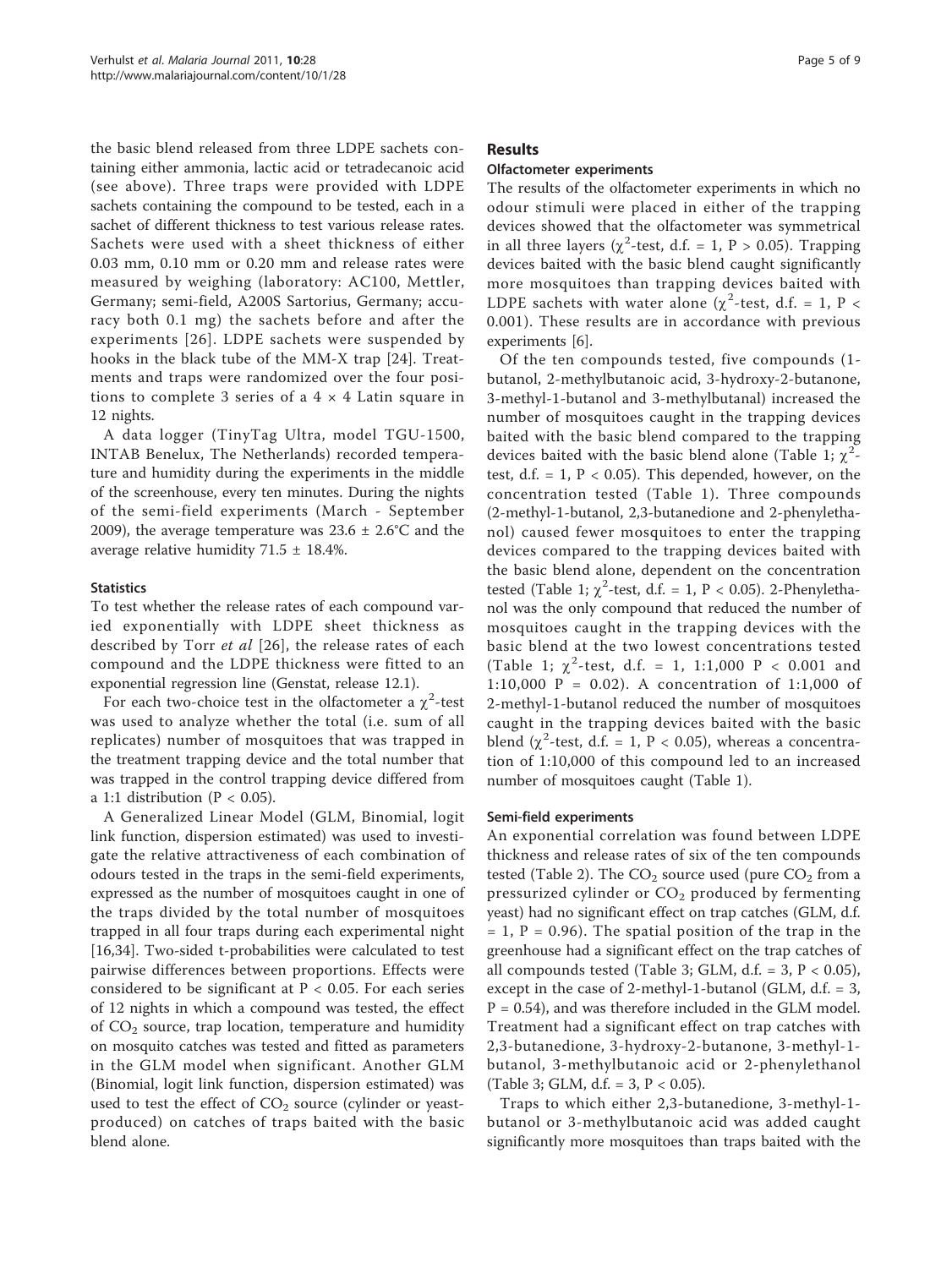the basic blend released from three LDPE sachets containing either ammonia, lactic acid or tetradecanoic acid (see above). Three traps were provided with LDPE sachets containing the compound to be tested, each in a sachet of different thickness to test various release rates. Sachets were used with a sheet thickness of either 0.03 mm, 0.10 mm or 0.20 mm and release rates were measured by weighing (laboratory: AC100, Mettler, Germany; semi-field, A200S Sartorius, Germany; accuracy both 0.1 mg) the sachets before and after the experiments [26]. LDPE sachets were suspended by hooks in the black tube of the MM-X trap [24]. Treatments and traps were randomized over the four positions to complete 3 series of a 4 × 4 Latin square in 12 nights.

A data logger (TinyTag Ultra, model TGU-1500, INTAB Benelux, The Netherlands) recorded temperature and humidity during the experiments in the middle of the screenhouse, every ten minutes. During the nights of the semi-field experiments (March - September 2009), the average temperature was 23.6 ± 2.6°C and the average relative humidity 71.5 ± 18.4%.

### Statistics

To test whether the release rates of each compound varied exponentially with LDPE sheet thickness as described by Torr *et al* [26], the release rates of each compound and the LDPE thickness were fitted to an exponential regression line (Genstat, release 12.1).

For each two-choice test in the olfactometer a $\chi^2$-test was used to analyze whether the total (i.e. sum of all replicates) number of mosquitoes that was trapped in the treatment trapping device and the total number that was trapped in the control trapping device differed from a 1:1 distribution ($P < 0.05$).

A Generalized Linear Model (GLM, Binomial, logit link function, dispersion estimated) was used to investigate the relative attractiveness of each combination of odours tested in the traps in the semi-field experiments, expressed as the number of mosquitoes caught in one of the traps divided by the total number of mosquitoes trapped in all four traps during each experimental night [16,34]. Two-sided t-probabilities were calculated to test pairwise differences between proportions. Effects were considered to be significant at $P < 0.05$. For each series of 12 nights in which a compound was tested, the effect of $CO_2$ source, trap location, temperature and humidity on mosquito catches was tested and fitted as parameters in the GLM model when significant. Another GLM (Binomial, logit link function, dispersion estimated) was used to test the effect of $CO_2$ source (cylinder or yeast-produced) on catches of traps baited with the basic blend alone.

## Results

### Olfactometer experiments

The results of the olfactometer experiments in which no odour stimuli were placed in either of the trapping devices showed that the olfactometer was symmetrical in all three layers ($\chi^2$-test, d.f. = 1, $P > 0.05$). Trapping devices baited with the basic blend caught significantly more mosquitoes than trapping devices baited with LDPE sachets with water alone ($\chi^2$-test, d.f. = 1, $P < 0.001$). These results are in accordance with previous experiments [6].

Of the ten compounds tested, five compounds (1-butanol, 2-methylbutanoic acid, 3-hydroxy-2-butanone, 3-methyl-1-butanol and 3-methylbutanal) increased the number of mosquitoes caught in the trapping devices baited with the basic blend compared to the trapping devices baited with the basic blend alone (Table 1; $\chi^2$-test, d.f. = 1, $P < 0.05$). This depended, however, on the concentration tested (Table 1). Three compounds (2-methyl-1-butanol, 2,3-butanedione and 2-phenylethanol) caused fewer mosquitoes to enter the trapping devices compared to the trapping devices baited with the basic blend alone, dependent on the concentration tested (Table 1; $\chi^2$-test, d.f. = 1, $P < 0.05$). 2-Phenylethanol was the only compound that reduced the number of mosquitoes caught in the trapping devices with the basic blend at the two lowest concentrations tested (Table 1; $\chi^2$-test, d.f. = 1, 1:1,000 $P < 0.001$ and 1:10,000 $P = 0.02$). A concentration of 1:1,000 of 2-methyl-1-butanol reduced the number of mosquitoes caught in the trapping devices baited with the basic blend ($\chi^2$-test, d.f. = 1, $P < 0.05$), whereas a concentration of 1:10,000 of this compound led to an increased number of mosquitoes caught (Table 1).

### Semi-field experiments

An exponential correlation was found between LDPE thickness and release rates of six of the ten compounds tested (Table 2). The $CO_2$ source used (pure $CO_2$ from a pressurized cylinder or $CO_2$ produced by fermenting yeast) had no significant effect on trap catches (GLM, d.f. = 1, $P = 0.96$). The spatial position of the trap in the greenhouse had a significant effect on the trap catches of all compounds tested (Table 3; GLM, d.f. = 3, $P < 0.05$), except in the case of 2-methyl-1-butanol (GLM, d.f. = 3, $P = 0.54$), and was therefore included in the GLM model. Treatment had a significant effect on trap catches with 2,3-butanedione, 3-hydroxy-2-butanone, 3-methyl-1-butanol, 3-methylbutanoic acid or 2-phenylethanol (Table 3; GLM, d.f. = 3, $P < 0.05$).

Traps to which either 2,3-butanedione, 3-methyl-1-butanol or 3-methylbutanoic acid was added caught significantly more mosquitoes than traps baited with the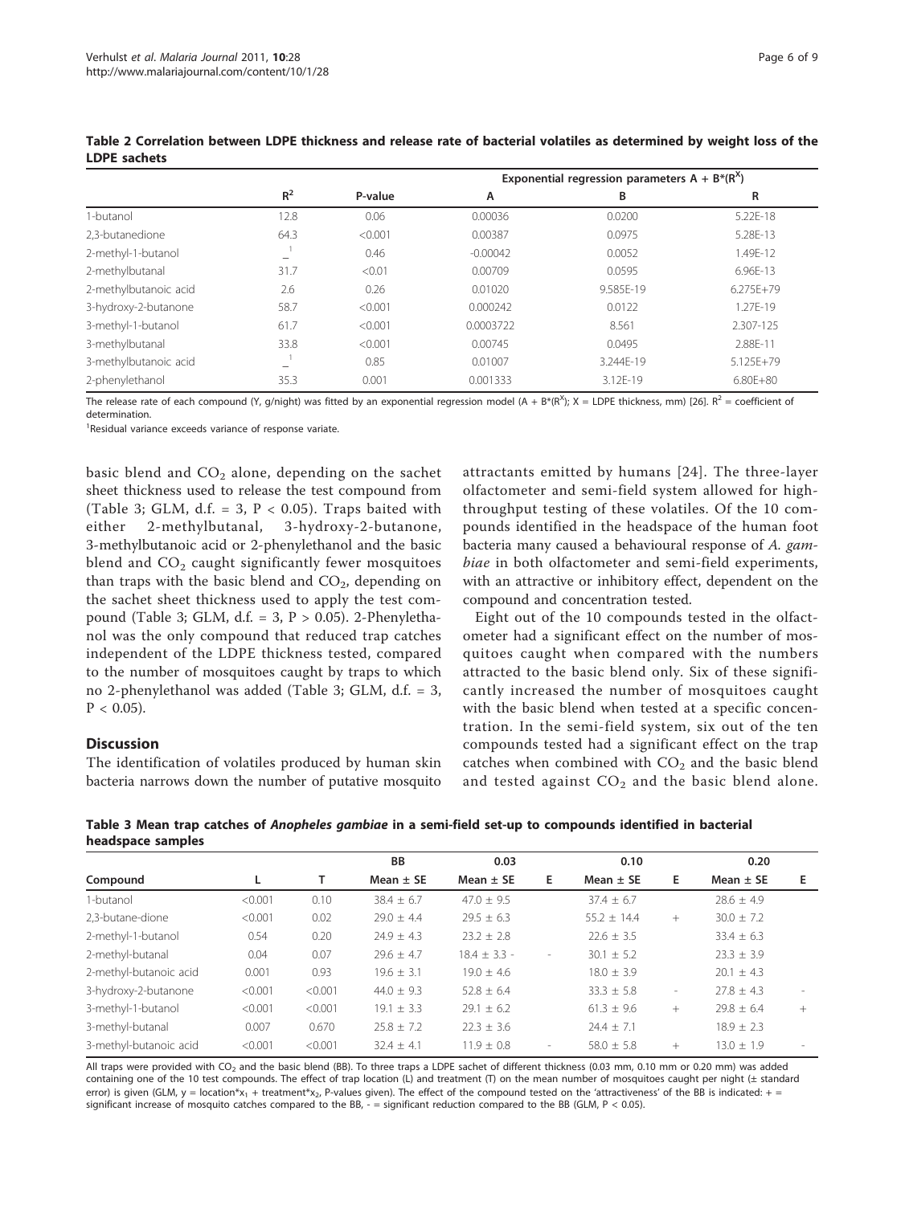**Table 2 Correlation between LDPE thickness and release rate of bacterial volatiles as determined by weight loss of the LDPE sachets**

| | $R^2$ | P-value | Exponential regression parameters $A + B^*(R^X)$ | | |
|---|---|---|---|---|---|
| | | | A | B | R |
| 1-butanol | 12.8 | 0.06 | 0.00036 | 0.0200 | 5.22E-18 |
| 2,3-butanedione | 64.3 | <0.001 | 0.00387 | 0.0975 | 5.28E-13 |
| 2-methyl-1-butanol | _[1] | 0.46 | -0.00042 | 0.0052 | 1.49E-12 |
| 2-methylbutanal | 31.7 | <0.01 | 0.00709 | 0.0595 | 6.96E-13 |
| 2-methylbutanoic acid | 2.6 | 0.26 | 0.01020 | 9.585E-19 | 6.275E+79 |
| 3-hydroxy-2-butanone | 58.7 | <0.001 | 0.000242 | 0.0122 | 1.27E-19 |
| 3-methyl-1-butanol | 61.7 | <0.001 | 0.0003722 | 8.561 | 2.307-125 |
| 3-methylbutanal | 33.8 | <0.001 | 0.00745 | 0.0495 | 2.88E-11 |
| 3-methylbutanoic acid | _[1] | 0.85 | 0.01007 | 3.244E-19 | 5.125E+79 |
| 2-phenylethanol | 35.3 | 0.001 | 0.001333 | 3.12E-19 | 6.80E+80 |

The release rate of each compound (Y, g/night) was fitted by an exponential regression model ($A + B^*(R^X)$; X = LDPE thickness, mm) [26]. $R^2$ = coefficient of determination.

[1]Residual variance exceeds variance of response variate.

basic blend and $CO_2$ alone, depending on the sachet sheet thickness used to release the test compound from (Table 3; GLM, d.f. = 3, P < 0.05). Traps baited with either 2-methylbutanal, 3-hydroxy-2-butanone, 3-methylbutanoic acid or 2-phenylethanol and the basic blend and $CO_2$ caught significantly fewer mosquitoes than traps with the basic blend and $CO_2$, depending on the sachet sheet thickness used to apply the test compound (Table 3; GLM, d.f. = 3, P > 0.05). 2-Phenylethanol was the only compound that reduced trap catches independent of the LDPE thickness tested, compared to the number of mosquitoes caught by traps to which no 2-phenylethanol was added (Table 3; GLM, d.f. = 3, P < 0.05).

## Discussion

The identification of volatiles produced by human skin bacteria narrows down the number of putative mosquito attractants emitted by humans [24]. The three-layer olfactometer and semi-field system allowed for high-throughput testing of these volatiles. Of the 10 compounds identified in the headspace of the human foot bacteria many caused a behavioural response of *A. gambiae* in both olfactometer and semi-field experiments, with an attractive or inhibitory effect, dependent on the compound and concentration tested.

Eight out of the 10 compounds tested in the olfactometer had a significant effect on the number of mosquitoes caught when compared with the numbers attracted to the basic blend only. Six of these significantly increased the number of mosquitoes caught with the basic blend when tested at a specific concentration. In the semi-field system, six out of the ten compounds tested had a significant effect on the trap catches when combined with $CO_2$ and the basic blend and tested against $CO_2$ and the basic blend alone.

**Table 3 Mean trap catches of *Anopheles gambiae* in a semi-field set-up to compounds identified in bacterial headspace samples**

| | | | BB | 0.03 | | 0.10 | | 0.20 | |
|---|---|---|---|---|---|---|---|---|---|
| Compound | L | T | Mean ± SE | Mean ± SE | E | Mean ± SE | E | Mean ± SE | E |
| 1-butanol | <0.001 | 0.10 | 38.4 ± 6.7 | 47.0 ± 9.5 | | 37.4 ± 6.7 | | 28.6 ± 4.9 | |
| 2,3-butane-dione | <0.001 | 0.02 | 29.0 ± 4.4 | 29.5 ± 6.3 | | 55.2 ± 14.4 | + | 30.0 ± 7.2 | |
| 2-methyl-1-butanol | 0.54 | 0.20 | 24.9 ± 4.3 | 23.2 ± 2.8 | | 22.6 ± 3.5 | | 33.4 ± 6.3 | |
| 2-methyl-butanal | 0.04 | 0.07 | 29.6 ± 4.7 | 18.4 ± 3.3 - | - | 30.1 ± 5.2 | | 23.3 ± 3.9 | |
| 2-methyl-butanoic acid | 0.001 | 0.93 | 19.6 ± 3.1 | 19.0 ± 4.6 | | 18.0 ± 3.9 | | 20.1 ± 4.3 | |
| 3-hydroxy-2-butanone | <0.001 | <0.001 | 44.0 ± 9.3 | 52.8 ± 6.4 | | 33.3 ± 5.8 | - | 27.8 ± 4.3 | - |
| 3-methyl-1-butanol | <0.001 | <0.001 | 19.1 ± 3.3 | 29.1 ± 6.2 | | 61.3 ± 9.6 | + | 29.8 ± 6.4 | + |
| 3-methyl-butanal | 0.007 | 0.670 | 25.8 ± 7.2 | 22.3 ± 3.6 | | 24.4 ± 7.1 | | 18.9 ± 2.3 | |
| 3-methyl-butanoic acid | <0.001 | <0.001 | 32.4 ± 4.1 | 11.9 ± 0.8 | - | 58.0 ± 5.8 | + | 13.0 ± 1.9 | - |

All traps were provided with $CO_2$ and the basic blend (BB). To three traps a LDPE sachet of different thickness (0.03 mm, 0.10 mm or 0.20 mm) was added containing one of the 10 test compounds. The effect of trap location (L) and treatment (T) on the mean number of mosquitoes caught per night (± standard error) is given (GLM, y = location*$x_1$ + treatment*$x_2$, P-values given). The effect of the compound tested on the 'attractiveness' of the BB is indicated: + = significant increase of mosquito catches compared to the BB, - = significant reduction compared to the BB (GLM, P < 0.05).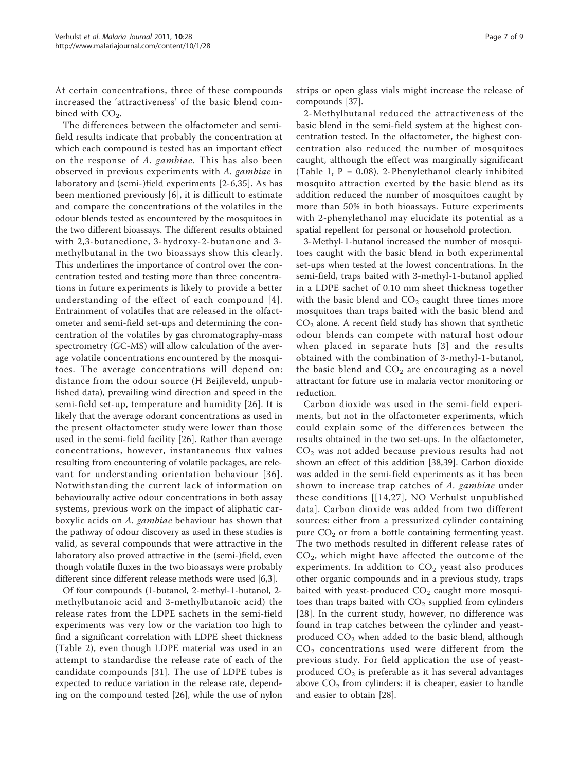At certain concentrations, three of these compounds increased the 'attractiveness' of the basic blend combined with $CO_2$.

The differences between the olfactometer and semi-field results indicate that probably the concentration at which each compound is tested has an important effect on the response of *A. gambiae*. This has also been observed in previous experiments with *A. gambiae* in laboratory and (semi-)field experiments [2-6,35]. As has been mentioned previously [6], it is difficult to estimate and compare the concentrations of the volatiles in the odour blends tested as encountered by the mosquitoes in the two different bioassays. The different results obtained with 2,3-butanedione, 3-hydroxy-2-butanone and 3-methylbutanal in the two bioassays show this clearly. This underlines the importance of control over the concentration tested and testing more than three concentrations in future experiments is likely to provide a better understanding of the effect of each compound [4]. Entrainment of volatiles that are released in the olfactometer and semi-field set-ups and determining the concentration of the volatiles by gas chromatography-mass spectrometry (GC-MS) will allow calculation of the average volatile concentrations encountered by the mosquitoes. The average concentrations will depend on: distance from the odour source (H Beijleveld, unpublished data), prevailing wind direction and speed in the semi-field set-up, temperature and humidity [26]. It is likely that the average odorant concentrations as used in the present olfactometer study were lower than those used in the semi-field facility [26]. Rather than average concentrations, however, instantaneous flux values resulting from encountering of volatile packages, are relevant for understanding orientation behaviour [36]. Notwithstanding the current lack of information on behaviourally active odour concentrations in both assay systems, previous work on the impact of aliphatic carboxylic acids on *A. gambiae* behaviour has shown that the pathway of odour discovery as used in these studies is valid, as several compounds that were attractive in the laboratory also proved attractive in the (semi-)field, even though volatile fluxes in the two bioassays were probably different since different release methods were used [6,3].

Of four compounds (1-butanol, 2-methyl-1-butanol, 2-methylbutanoic acid and 3-methylbutanoic acid) the release rates from the LDPE sachets in the semi-field experiments was very low or the variation too high to find a significant correlation with LDPE sheet thickness (Table 2), even though LDPE material was used in an attempt to standardise the release rate of each of the candidate compounds [31]. The use of LDPE tubes is expected to reduce variation in the release rate, depending on the compound tested [26], while the use of nylon strips or open glass vials might increase the release of compounds [37].

2-Methylbutanal reduced the attractiveness of the basic blend in the semi-field system at the highest concentration tested. In the olfactometer, the highest concentration also reduced the number of mosquitoes caught, although the effect was marginally significant (Table 1, $P = 0.08$). 2-Phenylethanol clearly inhibited mosquito attraction exerted by the basic blend as its addition reduced the number of mosquitoes caught by more than 50% in both bioassays. Future experiments with 2-phenylethanol may elucidate its potential as a spatial repellent for personal or household protection.

3-Methyl-1-butanol increased the number of mosquitoes caught with the basic blend in both experimental set-ups when tested at the lowest concentrations. In the semi-field, traps baited with 3-methyl-1-butanol applied in a LDPE sachet of 0.10 mm sheet thickness together with the basic blend and $CO_2$ caught three times more mosquitoes than traps baited with the basic blend and $CO_2$ alone. A recent field study has shown that synthetic odour blends can compete with natural host odour when placed in separate huts [3] and the results obtained with the combination of 3-methyl-1-butanol, the basic blend and $CO_2$ are encouraging as a novel attractant for future use in malaria vector monitoring or reduction.

Carbon dioxide was used in the semi-field experiments, but not in the olfactometer experiments, which could explain some of the differences between the results obtained in the two set-ups. In the olfactometer, $CO_2$ was not added because previous results had not shown an effect of this addition [38,39]. Carbon dioxide was added in the semi-field experiments as it has been shown to increase trap catches of *A. gambiae* under these conditions [[14,27], NO Verhulst unpublished data]. Carbon dioxide was added from two different sources: either from a pressurized cylinder containing pure $CO_2$ or from a bottle containing fermenting yeast. The two methods resulted in different release rates of $CO_2$, which might have affected the outcome of the experiments. In addition to $CO_2$ yeast also produces other organic compounds and in a previous study, traps baited with yeast-produced $CO_2$ caught more mosquitoes than traps baited with $CO_2$ supplied from cylinders [28]. In the current study, however, no difference was found in trap catches between the cylinder and yeast-produced $CO_2$ when added to the basic blend, although $CO_2$ concentrations used were different from the previous study. For field application the use of yeast-produced $CO_2$ is preferable as it has several advantages above $CO_2$ from cylinders: it is cheaper, easier to handle and easier to obtain [28].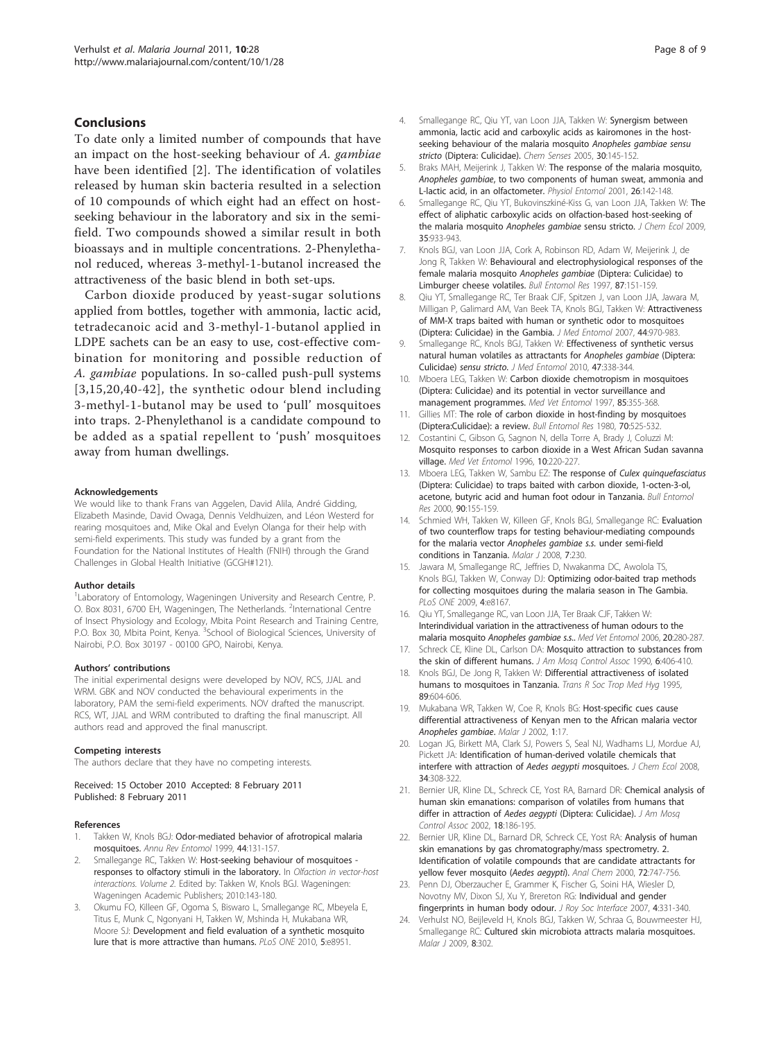## Conclusions

To date only a limited number of compounds that have an impact on the host-seeking behaviour of *A. gambiae* have been identified [2]. The identification of volatiles released by human skin bacteria resulted in a selection of 10 compounds of which eight had an effect on host-seeking behaviour in the laboratory and six in the semi-field. Two compounds showed a similar result in both bioassays and in multiple concentrations. 2-Phenylethanol reduced, whereas 3-methyl-1-butanol increased the attractiveness of the basic blend in both set-ups.

Carbon dioxide produced by yeast-sugar solutions applied from bottles, together with ammonia, lactic acid, tetradecanoic acid and 3-methyl-1-butanol applied in LDPE sachets can be an easy to use, cost-effective combination for monitoring and possible reduction of *A. gambiae* populations. In so-called push-pull systems [3,15,20,40-42], the synthetic odour blend including 3-methyl-1-butanol may be used to 'pull' mosquitoes into traps. 2-Phenylethanol is a candidate compound to be added as a spatial repellent to 'push' mosquitoes away from human dwellings.

#### Acknowledgements

We would like to thank Frans van Aggelen, David Alila, André Gidding, Elizabeth Masinde, David Owaga, Dennis Veldhuizen, and Léon Westerd for rearing mosquitoes and, Mike Okal and Evelyn Olanga for their help with semi-field experiments. This study was funded by a grant from the Foundation for the National Institutes of Health (FNIH) through the Grand Challenges in Global Health Initiative (GCGH#121).

#### Author details

[1]Laboratory of Entomology, Wageningen University and Research Centre, P. O. Box 8031, 6700 EH, Wageningen, The Netherlands. [2]International Centre of Insect Physiology and Ecology, Mbita Point Research and Training Centre, P.O. Box 30, Mbita Point, Kenya. [3]School of Biological Sciences, University of Nairobi, P.O. Box 30197 - 00100 GPO, Nairobi, Kenya.

#### Authors' contributions

The initial experimental designs were developed by NOV, RCS, JJAL and WRM. GBK and NOV conducted the behavioural experiments in the laboratory, PAM the semi-field experiments. NOV drafted the manuscript. RCS, WT, JJAL and WRM contributed to drafting the final manuscript. All authors read and approved the final manuscript.

#### Competing interests

The authors declare that they have no competing interests.

Received: 15 October 2010 Accepted: 8 February 2011
Published: 8 February 2011

#### References

1. Takken W, Knols BGJ: **Odor-mediated behavior of afrotropical malaria mosquitoes.** *Annu Rev Entomol* 1999, **44**:131-157.
2. Smallegange RC, Takken W: **Host-seeking behaviour of mosquitoes - responses to olfactory stimuli in the laboratory.** In *Olfaction in vector-host interactions. Volume 2.* Edited by: Takken W, Knols BGJ. Wageningen: Wageningen Academic Publishers; 2010:143-180.
3. Okumu FO, Killeen GF, Ogoma S, Biswaro L, Smallegange RC, Mbeyela E, Titus E, Munk C, Ngonyani H, Takken W, Mshinda H, Mukabana WR, Moore SJ: **Development and field evaluation of a synthetic mosquito lure that is more attractive than humans.** *PLoS ONE* 2010, **5**:e8951.
4. Smallegange RC, Qiu YT, van Loon JJA, Takken W: **Synergism between ammonia, lactic acid and carboxylic acids as kairomones in the host-seeking behaviour of the malaria mosquito *Anopheles gambiae sensu stricto* (Diptera: Culicidae).** *Chem Senses* 2005, **30**:145-152.
5. Braks MAH, Meijerink J, Takken W: **The response of the malaria mosquito, *Anopheles gambiae*, to two components of human sweat, ammonia and L-lactic acid, in an olfactometer.** *Physiol Entomol* 2001, **26**:142-148.
6. Smallegange RC, Qiu YT, Bukovinszkiné-Kiss G, van Loon JJA, Takken W: **The effect of aliphatic carboxylic acids on olfaction-based host-seeking of the malaria mosquito *Anopheles gambiae* sensu stricto.** *J Chem Ecol* 2009, **35**:933-943.
7. Knols BGJ, van Loon JJA, Cork A, Robinson RD, Adam W, Meijerink J, de Jong R, Takken W: **Behavioural and electrophysiological responses of the female malaria mosquito *Anopheles gambiae* (Diptera: Culicidae) to Limburger cheese volatiles.** *Bull Entomol Res* 1997, **87**:151-159.
8. Qiu YT, Smallegange RC, Ter Braak CJF, Spitzen J, van Loon JJA, Jawara M, Milligan P, Galimard AM, Van Beek TA, Knols BGJ, Takken W: **Attractiveness of MM-X traps baited with human or synthetic odor to mosquitoes (Diptera: Culicidae) in the Gambia.** *J Med Entomol* 2007, **44**:970-983.
9. Smallegange RC, Knols BGJ, Takken W: **Effectiveness of synthetic versus natural human volatiles as attractants for *Anopheles gambiae* (Diptera: Culicidae) *sensu stricto*.** *J Med Entomol* 2010, **47**:338-344.
10. Mboera LEG, Takken W: **Carbon dioxide chemotropism in mosquitoes (Diptera: Culicidae) and its potential in vector surveillance and management programmes.** *Med Vet Entomol* 1997, **85**:355-368.
11. Gillies MT: **The role of carbon dioxide in host-finding by mosquitoes (Diptera:Culicidae): a review.** *Bull Entomol Res* 1980, **70**:525-532.
12. Costantini C, Gibson G, Sagnon N, della Torre A, Brady J, Coluzzi M: **Mosquito responses to carbon dioxide in a West African Sudan savanna village.** *Med Vet Entomol* 1996, **10**:220-227.
13. Mboera LEG, Takken W, Sambu EZ: **The response of *Culex quinquefasciatus* (Diptera: Culicidae) to traps baited with carbon dioxide, 1-octen-3-ol, acetone, butyric acid and human foot odour in Tanzania.** *Bull Entomol Res* 2000, **90**:155-159.
14. Schmied WH, Takken W, Killeen GF, Knols BGJ, Smallegange RC: **Evaluation of two counterflow traps for testing behaviour-mediating compounds for the malaria vector *Anopheles gambiae s.s.* under semi-field conditions in Tanzania.** *Malar J* 2008, **7**:230.
15. Jawara M, Smallegange RC, Jeffries D, Nwakanma DC, Awolola TS, Knols BGJ, Takken W, Conway DJ: **Optimizing odor-baited trap methods for collecting mosquitoes during the malaria season in The Gambia.** *PLoS ONE* 2009, **4**:e8167.
16. Qiu YT, Smallegange RC, van Loon JJA, Ter Braak CJF, Takken W: **Interindividual variation in the attractiveness of human odours to the malaria mosquito *Anopheles gambiae s.s.*.** *Med Vet Entomol* 2006, **20**:280-287.
17. Schreck CE, Kline DL, Carlson DA: **Mosquito attraction to substances from the skin of different humans.** *J Am Mosq Control Assoc* 1990, **6**:406-410.
18. Knols BGJ, De Jong R, Takken W: **Differential attractiveness of isolated humans to mosquitoes in Tanzania.** *Trans R Soc Trop Med Hyg* 1995, **89**:604-606.
19. Mukabana WR, Takken W, Coe R, Knols BG: **Host-specific cues cause differential attractiveness of Kenyan men to the African malaria vector *Anopheles gambiae*.** *Malar J* 2002, **1**:17.
20. Logan JG, Birkett MA, Clark SJ, Powers S, Seal NJ, Wadhams LJ, Mordue AJ, Pickett JA: **Identification of human-derived volatile chemicals that interfere with attraction of *Aedes aegypti* mosquitoes.** *J Chem Ecol* 2008, **34**:308-322.
21. Bernier UR, Kline DL, Schreck CE, Yost RA, Barnard DR: **Chemical analysis of human skin emanations: comparison of volatiles from humans that differ in attraction of *Aedes aegypti* (Diptera: Culicidae).** *J Am Mosq Control Assoc* 2002, **18**:186-195.
22. Bernier UR, Kline DL, Barnard DR, Schreck CE, Yost RA: **Analysis of human skin emanations by gas chromatography/mass spectrometry. 2. Identification of volatile compounds that are candidate attractants for yellow fever mosquito (*Aedes aegypti*).** *Anal Chem* 2000, **72**:747-756.
23. Penn DJ, Oberzaucher E, Grammer K, Fischer G, Soini HA, Wiesler D, Novotny MV, Dixon SJ, Xu Y, Brereton RG: **Individual and gender fingerprints in human body odour.** *J Roy Soc Interface* 2007, **4**:331-340.
24. Verhulst NO, Beijleveld H, Knols BGJ, Takken W, Schraa G, Bouwmeester HJ, Smallegange RC: **Cultured skin microbiota attracts malaria mosquitoes.** *Malar J* 2009, **8**:302.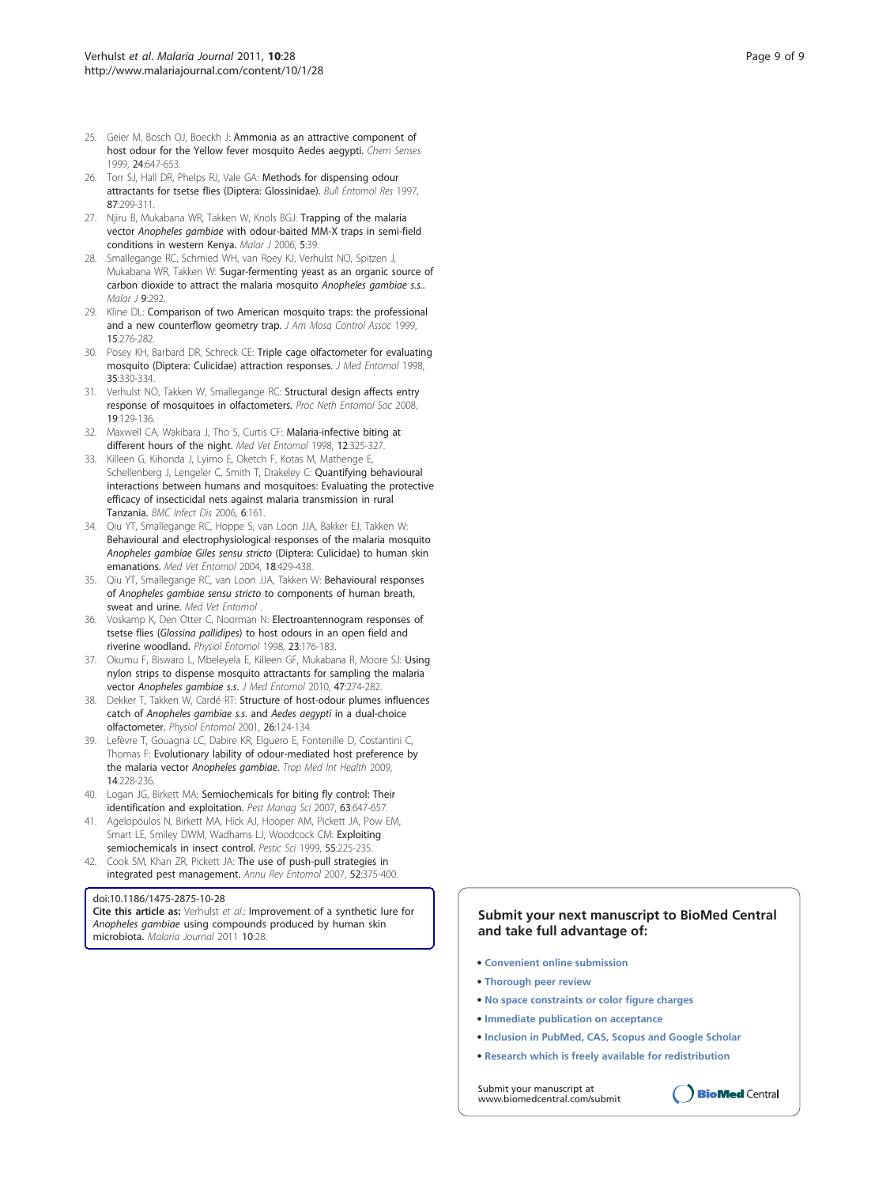25. Geier M, Bosch OJ, Boeckh J: **Ammonia as an attractive component of host odour for the Yellow fever mosquito Aedes aegypti.** *Chem Senses* 1999, **24**:647-653.
26. Torr SJ, Hall DR, Phelps RJ, Vale GA: **Methods for dispensing odour attractants for tsetse flies (Diptera: Glossinidae).** *Bull Entomol Res* 1997, **87**:299-311.
27. Njiru B, Mukabana WR, Takken W, Knols BGJ: **Trapping of the malaria vector *Anopheles gambiae* with odour-baited MM-X traps in semi-field conditions in western Kenya.** *Malar J* 2006, **5**:39.
28. Smallegange RC, Schmied WH, van Roey KJ, Verhulst NO, Spitzen J, Mukabana WR, Takken W: **Sugar-fermenting yeast as an organic source of carbon dioxide to attract the malaria mosquito *Anopheles gambiae s.s.*.** *Malar J* **9**:292.
29. Kline DL: **Comparison of two American mosquito traps: the professional and a new counterflow geometry trap.** *J Am Mosq Control Assoc* 1999, **15**:276-282.
30. Posey KH, Barbard DR, Schreck CE: **Triple cage olfactometer for evaluating mosquito (Diptera: Culicidae) attraction responses.** *J Med Entomol* 1998, **35**:330-334.
31. Verhulst NO, Takken W, Smallegange RC: **Structural design affects entry response of mosquitoes in olfactometers.** *Proc Neth Entomol Soc* 2008, **19**:129-136.
32. Maxwell CA, Wakibara J, Tho S, Curtis CF: **Malaria-infective biting at different hours of the night.** *Med Vet Entomol* 1998, **12**:325-327.
33. Killeen G, Kihonda J, Lyimo E, Oketch F, Kotas M, Mathenge E, Schellenberg J, Lengeler C, Smith T, Drakeley C: **Quantifying behavioural interactions between humans and mosquitoes: Evaluating the protective efficacy of insecticidal nets against malaria transmission in rural Tanzania.** *BMC Infect Dis* 2006, **6**:161.
34. Qiu YT, Smallegange RC, Hoppe S, van Loon JJA, Bakker EJ, Takken W: **Behavioural and electrophysiological responses of the malaria mosquito *Anopheles gambiae Giles sensu stricto* (Diptera: Culicidae) to human skin emanations.** *Med Vet Entomol* 2004, **18**:429-438.
35. Qiu YT, Smallegange RC, van Loon JJA, Takken W: **Behavioural responses of *Anopheles gambiae sensu stricto* to components of human breath, sweat and urine.** *Med Vet Entomol* .
36. Voskamp K, Den Otter C, Noorman N: **Electroantennogram responses of tsetse flies (*Glossina pallidipes*) to host odours in an open field and riverine woodland.** *Physiol Entomol* 1998, **23**:176-183.
37. Okumu F, Biswaro L, Mbeleyela E, Killeen GF, Mukabana R, Moore SJ: **Using nylon strips to dispense mosquito attractants for sampling the malaria vector *Anopheles gambiae s.s*.** *J Med Entomol* 2010, **47**:274-282.
38. Dekker T, Takken W, Cardé RT: **Structure of host-odour plumes influences catch of *Anopheles gambiae s.s.* and *Aedes aegypti* in a dual-choice olfactometer.** *Physiol Entomol* 2001, **26**:124-134.
39. Lefèvre T, Gouagna LC, Dabire KR, Elguero E, Fontenille D, Costantini C, Thomas F: **Evolutionary lability of odour-mediated host preference by the malaria vector *Anopheles gambiae*.** *Trop Med Int Health* 2009, **14**:228-236.
40. Logan JG, Birkett MA: **Semiochemicals for biting fly control: Their identification and exploitation.** *Pest Manag Sci* 2007, **63**:647-657.
41. Agelopoulos N, Birkett MA, Hick AJ, Hooper AM, Pickett JA, Pow EM, Smart LE, Smiley DWM, Wadhams LJ, Woodcock CM: **Exploiting semiochemicals in insect control.** *Pestic Sci* 1999, **55**:225-235.
42. Cook SM, Khan ZR, Pickett JA: **The use of push-pull strategies in integrated pest management.** *Annu Rev Entomol* 2007, **52**:375-400.

doi:10.1186/1475-2875-10-28
**Cite this article as:** Verhulst *et al.*: Improvement of a synthetic lure for *Anopheles gambiae* using compounds produced by human skin microbiota. *Malaria Journal* 2011 **10**:28.

**Submit your next manuscript to BioMed Central and take full advantage of:**

- **Convenient online submission**
- **Thorough peer review**
- **No space constraints or color figure charges**
- **Immediate publication on acceptance**
- **Inclusion in PubMed, CAS, Scopus and Google Scholar**
- **Research which is freely available for redistribution**

Submit your manuscript at
www.biomedcentral.com/submit

BioMed Central